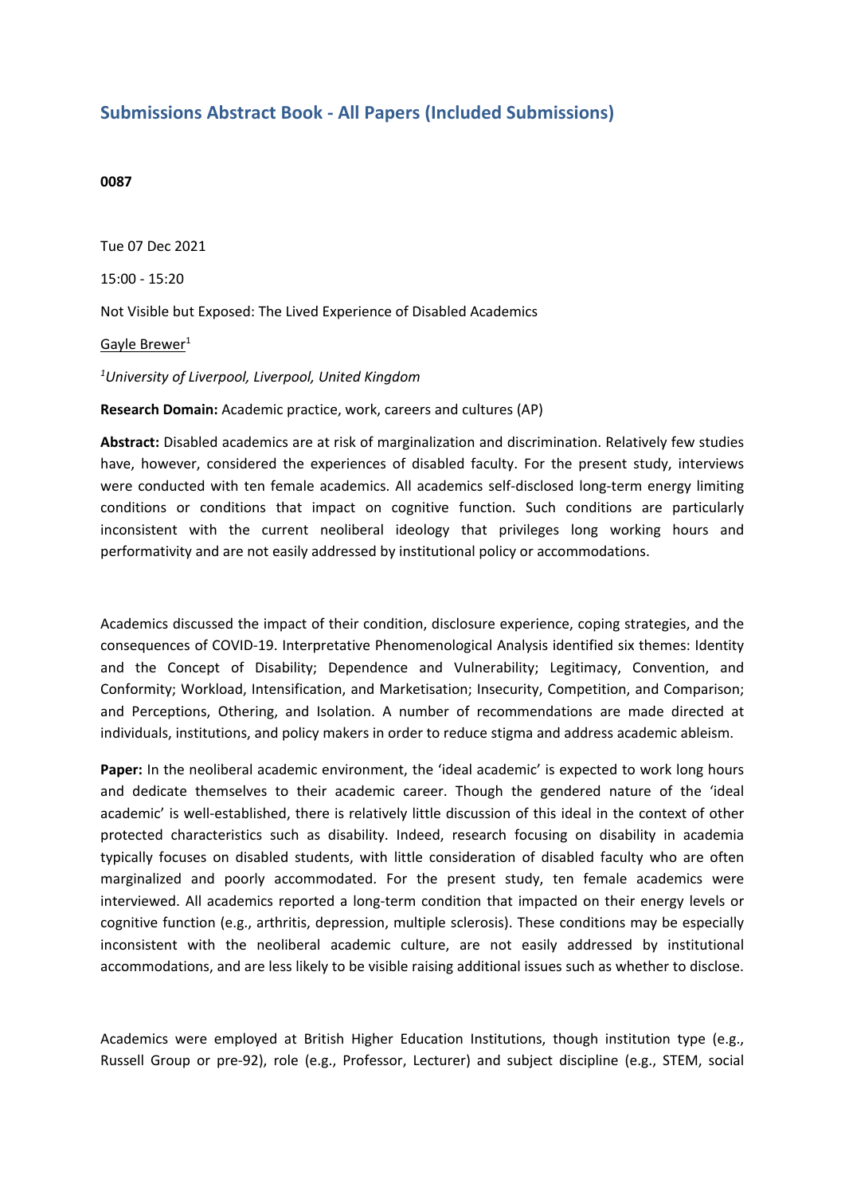## Submissions Abstract Book - All Papers (Included Submissions)

**0087**

Tue 07 Dec 2021

15:00 - 15:20

Not Visible but Exposed: The Lived Experience of Disabled Academics

Gayle Brewer[1]

[1]*University of Liverpool, Liverpool, United Kingdom*

**Research Domain:** Academic practice, work, careers and cultures (AP)

**Abstract:** Disabled academics are at risk of marginalization and discrimination. Relatively few studies have, however, considered the experiences of disabled faculty. For the present study, interviews were conducted with ten female academics. All academics self-disclosed long-term energy limiting conditions or conditions that impact on cognitive function. Such conditions are particularly inconsistent with the current neoliberal ideology that privileges long working hours and performativity and are not easily addressed by institutional policy or accommodations.

Academics discussed the impact of their condition, disclosure experience, coping strategies, and the consequences of COVID-19. Interpretative Phenomenological Analysis identified six themes: Identity and the Concept of Disability; Dependence and Vulnerability; Legitimacy, Convention, and Conformity; Workload, Intensification, and Marketisation; Insecurity, Competition, and Comparison; and Perceptions, Othering, and Isolation. A number of recommendations are made directed at individuals, institutions, and policy makers in order to reduce stigma and address academic ableism.

**Paper:** In the neoliberal academic environment, the 'ideal academic' is expected to work long hours and dedicate themselves to their academic career. Though the gendered nature of the 'ideal academic' is well-established, there is relatively little discussion of this ideal in the context of other protected characteristics such as disability. Indeed, research focusing on disability in academia typically focuses on disabled students, with little consideration of disabled faculty who are often marginalized and poorly accommodated. For the present study, ten female academics were interviewed. All academics reported a long-term condition that impacted on their energy levels or cognitive function (e.g., arthritis, depression, multiple sclerosis). These conditions may be especially inconsistent with the neoliberal academic culture, are not easily addressed by institutional accommodations, and are less likely to be visible raising additional issues such as whether to disclose.

Academics were employed at British Higher Education Institutions, though institution type (e.g., Russell Group or pre-92), role (e.g., Professor, Lecturer) and subject discipline (e.g., STEM, social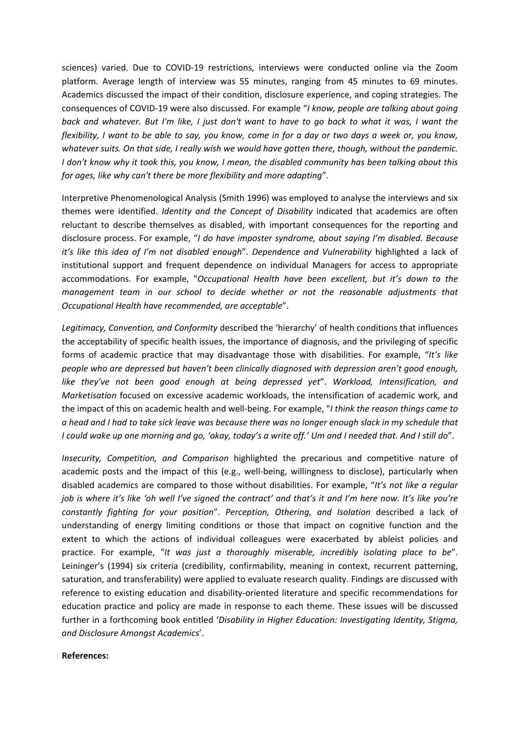sciences) varied. Due to COVID-19 restrictions, interviews were conducted online via the Zoom platform. Average length of interview was 55 minutes, ranging from 45 minutes to 69 minutes. Academics discussed the impact of their condition, disclosure experience, and coping strategies. The consequences of COVID-19 were also discussed. For example "*I know, people are talking about going back and whatever. But I'm like, I just don't want to have to go back to what it was, I want the flexibility, I want to be able to say, you know, come in for a day or two days a week or, you know, whatever suits. On that side, I really wish we would have gotten there, though, without the pandemic. I don't know why it took this, you know, I mean, the disabled community has been talking about this for ages, like why can't there be more flexibility and more adapting*".

Interpretive Phenomenological Analysis (Smith 1996) was employed to analyse the interviews and six themes were identified. *Identity and the Concept of Disability* indicated that academics are often reluctant to describe themselves as disabled, with important consequences for the reporting and disclosure process. For example, "*I do have imposter syndrome, about saying I'm disabled. Because it's like this idea of I'm not disabled enough*". *Dependence and Vulnerability* highlighted a lack of institutional support and frequent dependence on individual Managers for access to appropriate accommodations. For example, "*Occupational Health have been excellent, but it's down to the management team in our school to decide whether or not the reasonable adjustments that Occupational Health have recommended, are acceptable*".

*Legitimacy, Convention, and Conformity* described the 'hierarchy' of health conditions that influences the acceptability of specific health issues, the importance of diagnosis, and the privileging of specific forms of academic practice that may disadvantage those with disabilities. For example, "*It's like people who are depressed but haven't been clinically diagnosed with depression aren't good enough, like they've not been good enough at being depressed yet*". *Workload, Intensification, and Marketisation* focused on excessive academic workloads, the intensification of academic work, and the impact of this on academic health and well-being. For example, "*I think the reason things came to a head and I had to take sick leave was because there was no longer enough slack in my schedule that I could wake up one morning and go, 'okay, today's a write off.' Um and I needed that. And I still do*".

*Insecurity, Competition, and Comparison* highlighted the precarious and competitive nature of academic posts and the impact of this (e.g., well-being, willingness to disclose), particularly when disabled academics are compared to those without disabilities. For example, "*It's not like a regular job is where it's like 'oh well I've signed the contract' and that's it and I'm here now. It's like you're constantly fighting for your position*". *Perception, Othering, and Isolation* described a lack of understanding of energy limiting conditions or those that impact on cognitive function and the extent to which the actions of individual colleagues were exacerbated by ableist policies and practice. For example, "*It was just a thoroughly miserable, incredibly isolating place to be*". Leininger's (1994) six criteria (credibility, confirmability, meaning in context, recurrent patterning, saturation, and transferability) were applied to evaluate research quality. Findings are discussed with reference to existing education and disability-oriented literature and specific recommendations for education practice and policy are made in response to each theme. These issues will be discussed further in a forthcoming book entitled '*Disability in Higher Education: Investigating Identity, Stigma, and Disclosure Amongst Academics*'.

**References:**